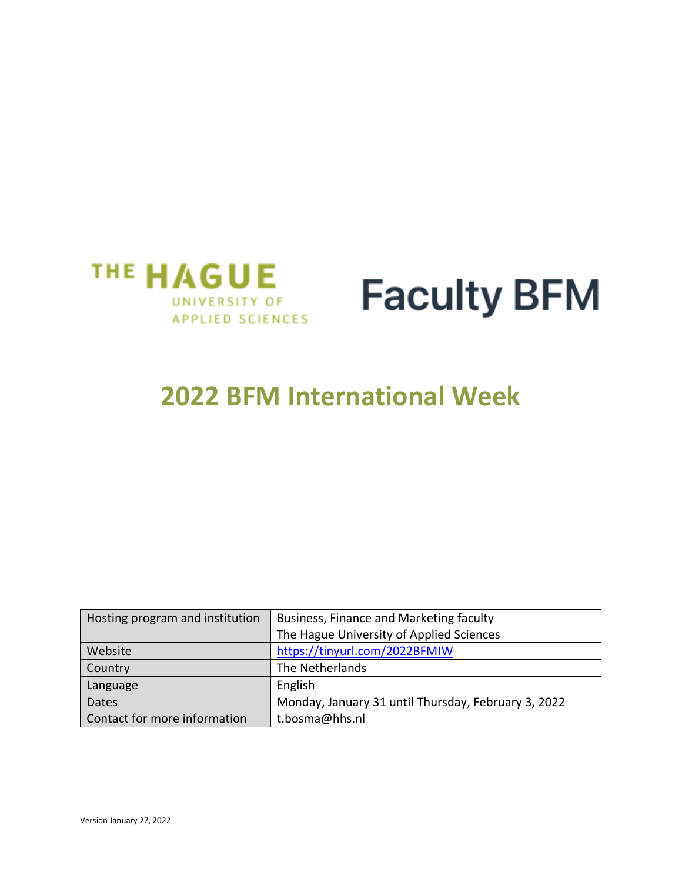THE HAGUE UNIVERSITY OF APPLIED SCIENCES

Faculty BFM

# 2022 BFM International Week

| | |
|---|---|
| Hosting program and institution | Business, Finance and Marketing faculty<br>The Hague University of Applied Sciences |
| Website | https://tinyurl.com/2022BFMIW |
| Country | The Netherlands |
| Language | English |
| Dates | Monday, January 31 until Thursday, February 3, 2022 |
| Contact for more information | t.bosma@hhs.nl |

Version January 27, 2022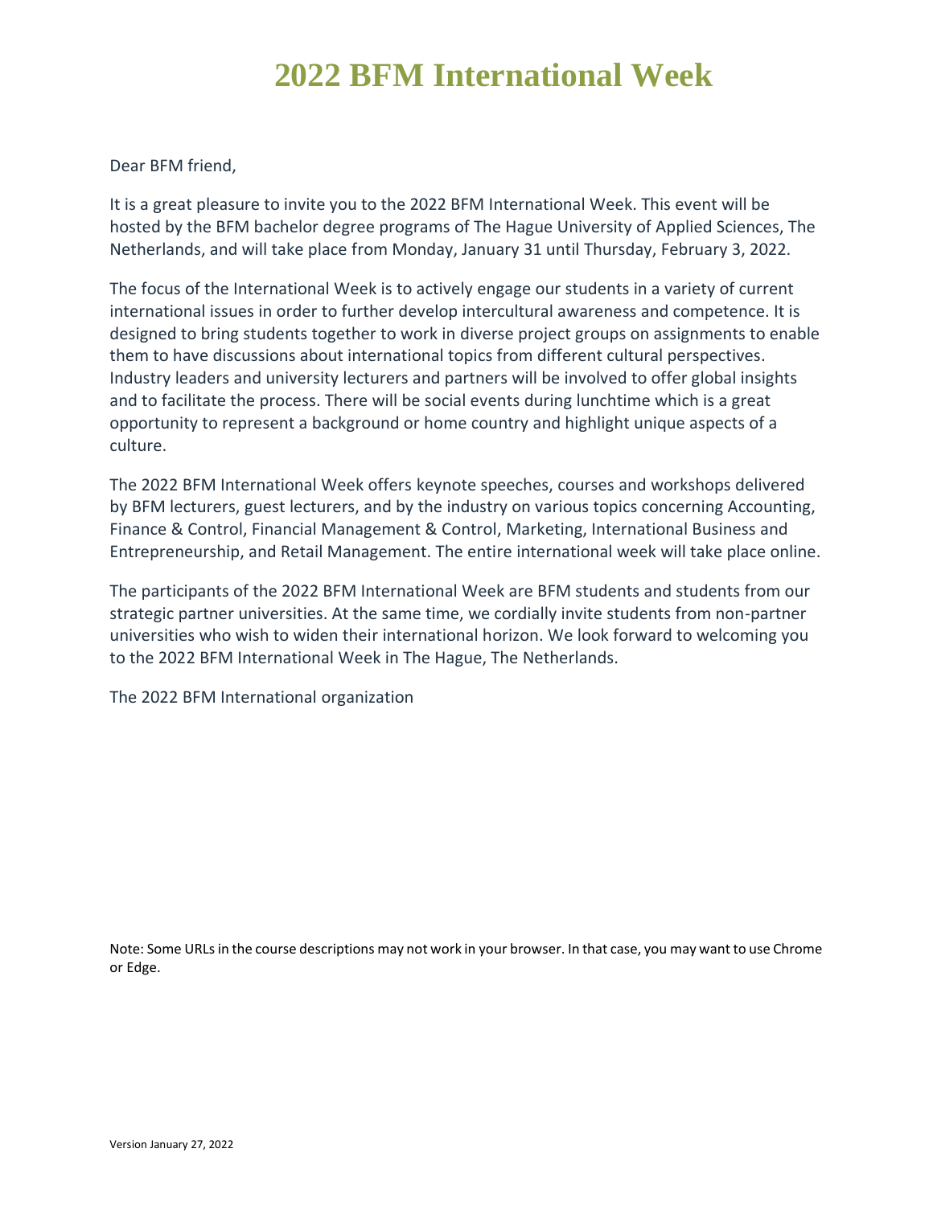# 2022 BFM International Week

Dear BFM friend,

It is a great pleasure to invite you to the 2022 BFM International Week. This event will be hosted by the BFM bachelor degree programs of The Hague University of Applied Sciences, The Netherlands, and will take place from Monday, January 31 until Thursday, February 3, 2022.

The focus of the International Week is to actively engage our students in a variety of current international issues in order to further develop intercultural awareness and competence. It is designed to bring students together to work in diverse project groups on assignments to enable them to have discussions about international topics from different cultural perspectives. Industry leaders and university lecturers and partners will be involved to offer global insights and to facilitate the process. There will be social events during lunchtime which is a great opportunity to represent a background or home country and highlight unique aspects of a culture.

The 2022 BFM International Week offers keynote speeches, courses and workshops delivered by BFM lecturers, guest lecturers, and by the industry on various topics concerning Accounting, Finance & Control, Financial Management & Control, Marketing, International Business and Entrepreneurship, and Retail Management. The entire international week will take place online.

The participants of the 2022 BFM International Week are BFM students and students from our strategic partner universities. At the same time, we cordially invite students from non-partner universities who wish to widen their international horizon. We look forward to welcoming you to the 2022 BFM International Week in The Hague, The Netherlands.

The 2022 BFM International organization

Note: Some URLs in the course descriptions may not work in your browser. In that case, you may want to use Chrome or Edge.

Version January 27, 2022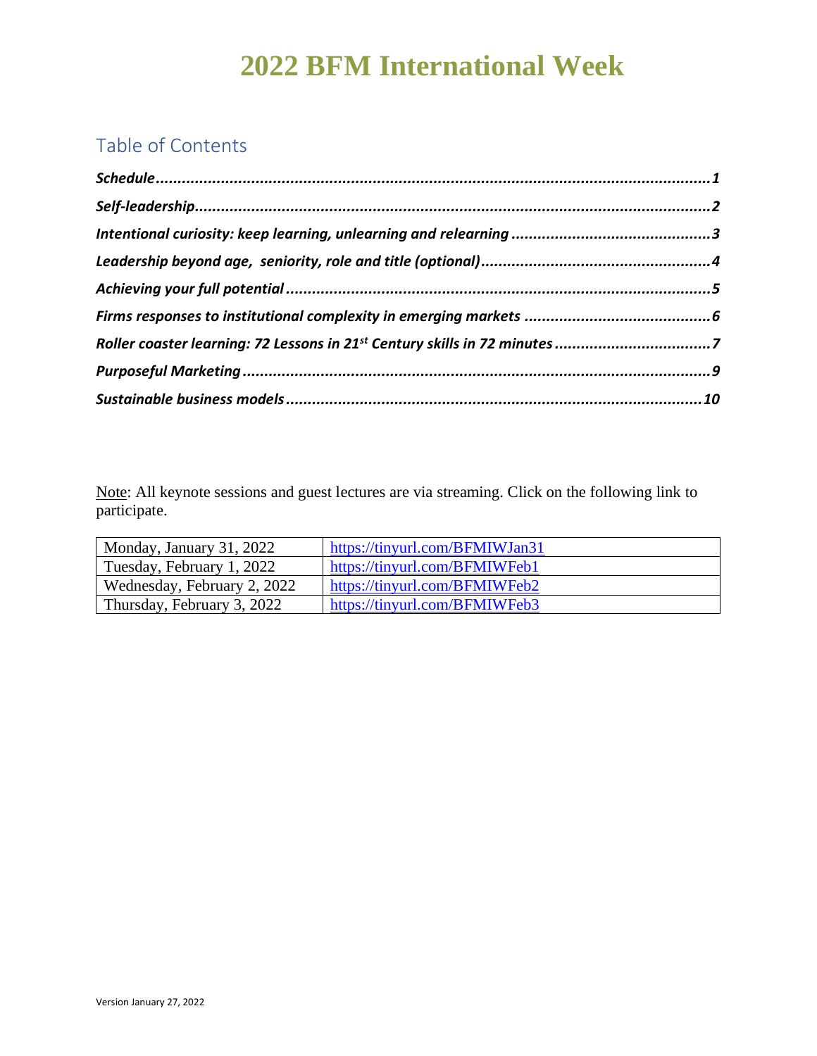# 2022 BFM International Week

## Table of Contents

***Schedule*** ......................................................................................................................... ***1***

***Self-leadership*** ................................................................................................................ ***2***

***Intentional curiosity: keep learning, unlearning and relearning*** ........................................... ***3***

***Leadership beyond age, seniority, role and title (optional)*** .................................................. ***4***

***Achieving your full potential*** ............................................................................................ ***5***

***Firms responses to institutional complexity in emerging markets*** ....................................... ***6***

***Roller coaster learning: 72 Lessons in 21st Century skills in 72 minutes*** ................................ ***7***

***Purposeful Marketing*** ....................................................................................................... ***9***

***Sustainable business models*** ......................................................................................... ***10***

<u>Note</u>: All keynote sessions and guest lectures are via streaming. Click on the following link to participate.

| | |
|---|---|
| Monday, January 31, 2022 | https://tinyurl.com/BFMIWJan31 |
| Tuesday, February 1, 2022 | https://tinyurl.com/BFMIWFeb1 |
| Wednesday, February 2, 2022 | https://tinyurl.com/BFMIWFeb2 |
| Thursday, February 3, 2022 | https://tinyurl.com/BFMIWFeb3 |

Version January 27, 2022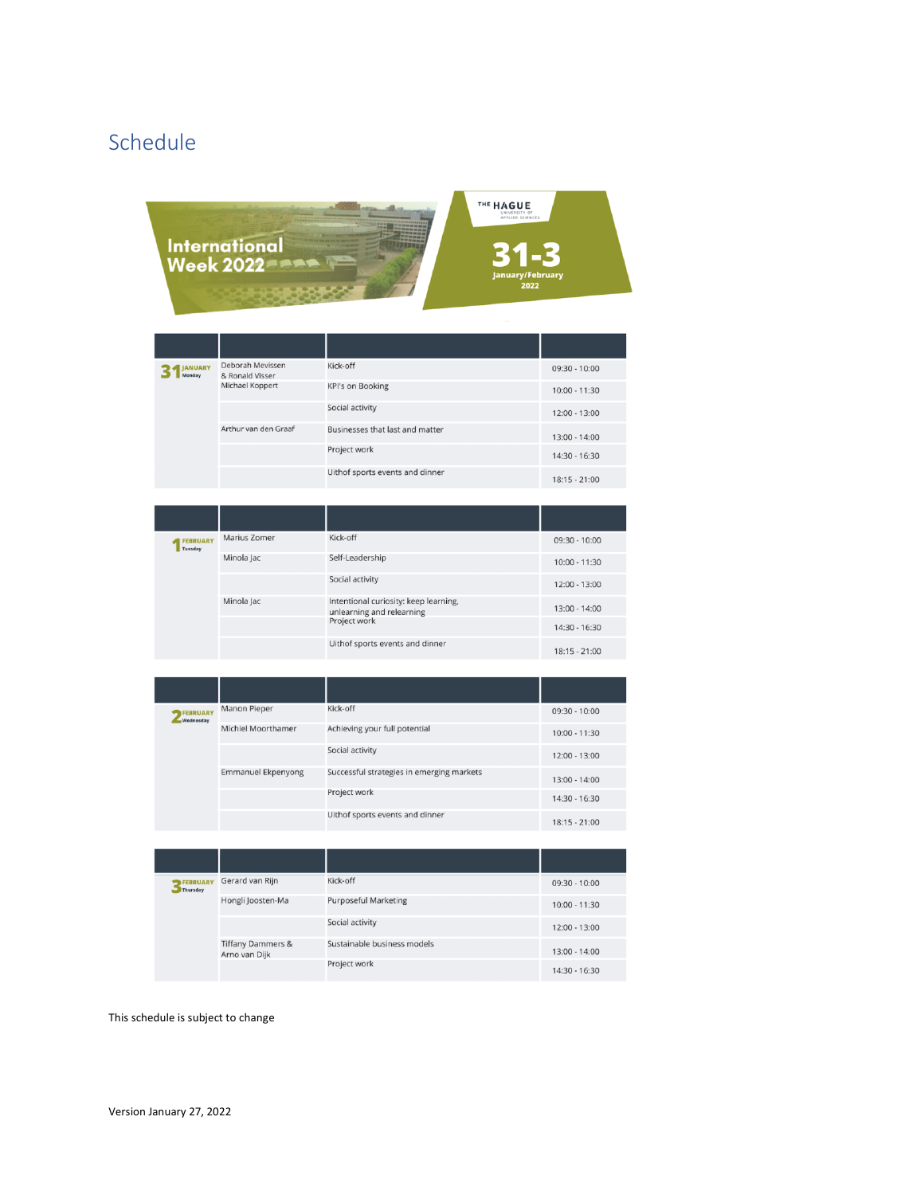## Schedule

International Week 2022

THE HAGUE UNIVERSITY OF APPLIED SCIENCES

31-3 January/February 2022

| | | | |
|---|---|---|---|
| 31 JANUARY Monday | Deborah Mevissen & Ronald Visser | Kick-off | 09:30 - 10:00 |
| | Michael Koppert | KPI's on Booking | 10:00 - 11:30 |
| | | Social activity | 12:00 - 13:00 |
| | Arthur van den Graaf | Businesses that last and matter | 13:00 - 14:00 |
| | | Project work | 14:30 - 16:30 |
| | | Uithof sports events and dinner | 18:15 - 21:00 |

| | | | |
|---|---|---|---|
| 1 FEBRUARY Tuesday | Marius Zomer | Kick-off | 09:30 - 10:00 |
| | Minola Jac | Self-Leadership | 10:00 - 11:30 |
| | | Social activity | 12:00 - 13:00 |
| | Minola Jac | Intentional curiosity: keep learning, unlearning and relearning | 13:00 - 14:00 |
| | | Project work | 14:30 - 16:30 |
| | | Uithof sports events and dinner | 18:15 - 21:00 |

| | | | |
|---|---|---|---|
| 2 FEBRUARY Wednesday | Manon Pieper | Kick-off | 09:30 - 10:00 |
| | Michiel Moorthamer | Achieving your full potential | 10:00 - 11:30 |
| | | Social activity | 12:00 - 13:00 |
| | Emmanuel Ekpenyong | Successful strategies in emerging markets | 13:00 - 14:00 |
| | | Project work | 14:30 - 16:30 |
| | | Uithof sports events and dinner | 18:15 - 21:00 |

| | | | |
|---|---|---|---|
| 3 FEBRUARY Thursday | Gerard van Rijn | Kick-off | 09:30 - 10:00 |
| | Hongli Joosten-Ma | Purposeful Marketing | 10:00 - 11:30 |
| | | Social activity | 12:00 - 13:00 |
| | Tiffany Dammers & Arno van Dijk | Sustainable business models | 13:00 - 14:00 |
| | | Project work | 14:30 - 16:30 |

This schedule is subject to change

Version January 27, 2022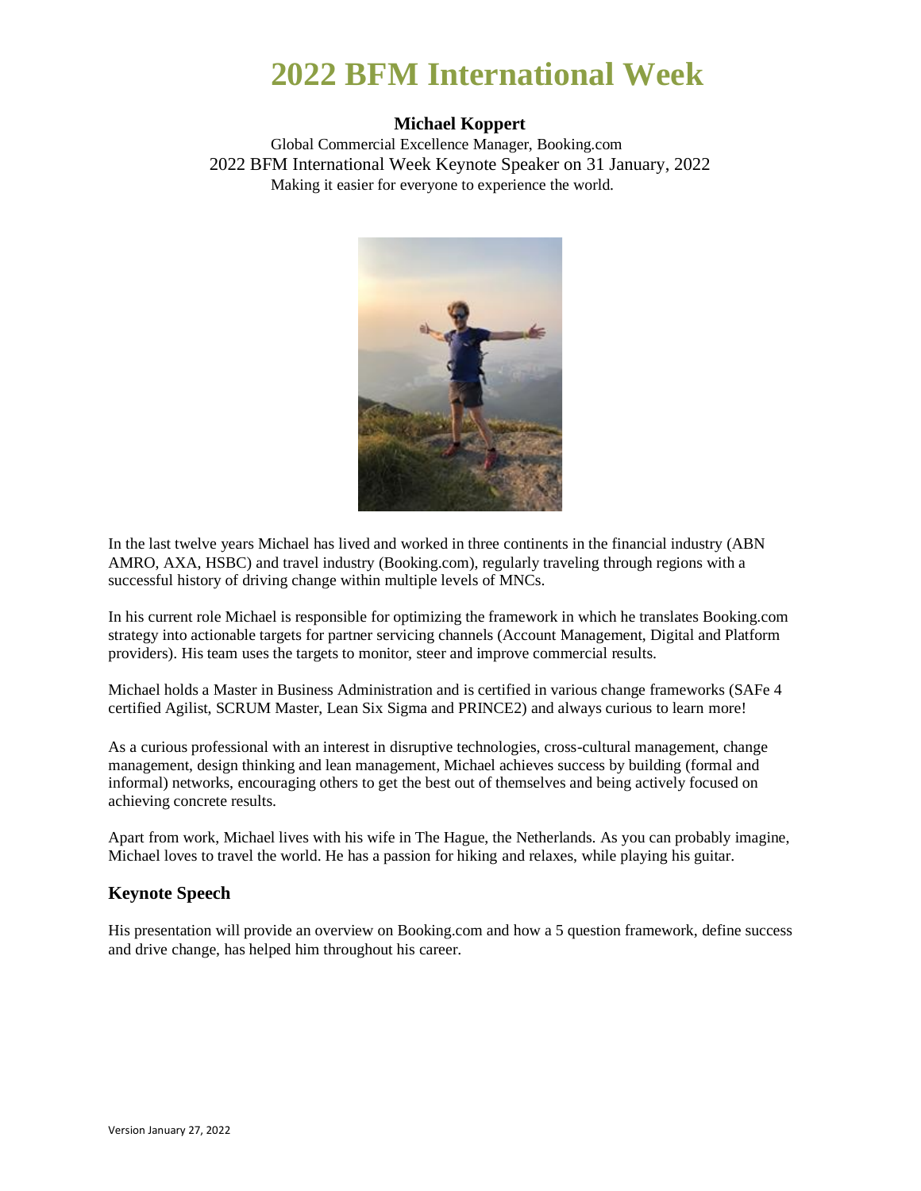# 2022 BFM International Week

**Michael Koppert**

Global Commercial Excellence Manager, Booking.com

2022 BFM International Week Keynote Speaker on 31 January, 2022

Making it easier for everyone to experience the world.

In the last twelve years Michael has lived and worked in three continents in the financial industry (ABN AMRO, AXA, HSBC) and travel industry (Booking.com), regularly traveling through regions with a successful history of driving change within multiple levels of MNCs.

In his current role Michael is responsible for optimizing the framework in which he translates Booking.com strategy into actionable targets for partner servicing channels (Account Management, Digital and Platform providers). His team uses the targets to monitor, steer and improve commercial results.

Michael holds a Master in Business Administration and is certified in various change frameworks (SAFe 4 certified Agilist, SCRUM Master, Lean Six Sigma and PRINCE2) and always curious to learn more!

As a curious professional with an interest in disruptive technologies, cross-cultural management, change management, design thinking and lean management, Michael achieves success by building (formal and informal) networks, encouraging others to get the best out of themselves and being actively focused on achieving concrete results.

Apart from work, Michael lives with his wife in The Hague, the Netherlands. As you can probably imagine, Michael loves to travel the world. He has a passion for hiking and relaxes, while playing his guitar.

## Keynote Speech

His presentation will provide an overview on Booking.com and how a 5 question framework, define success and drive change, has helped him throughout his career.

Version January 27, 2022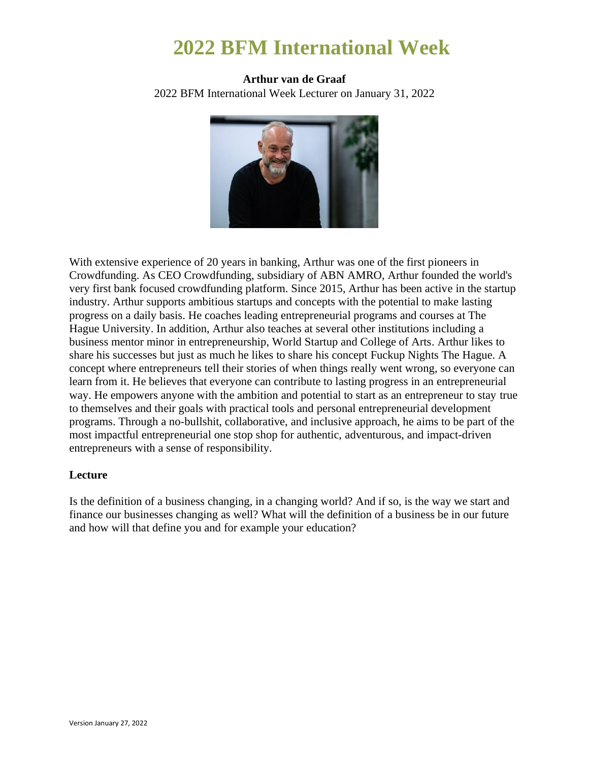# 2022 BFM International Week

**Arthur van de Graaf**

2022 BFM International Week Lecturer on January 31, 2022

With extensive experience of 20 years in banking, Arthur was one of the first pioneers in Crowdfunding. As CEO Crowdfunding, subsidiary of ABN AMRO, Arthur founded the world's very first bank focused crowdfunding platform. Since 2015, Arthur has been active in the startup industry. Arthur supports ambitious startups and concepts with the potential to make lasting progress on a daily basis. He coaches leading entrepreneurial programs and courses at The Hague University. In addition, Arthur also teaches at several other institutions including a business mentor minor in entrepreneurship, World Startup and College of Arts. Arthur likes to share his successes but just as much he likes to share his concept Fuckup Nights The Hague. A concept where entrepreneurs tell their stories of when things really went wrong, so everyone can learn from it. He believes that everyone can contribute to lasting progress in an entrepreneurial way. He empowers anyone with the ambition and potential to start as an entrepreneur to stay true to themselves and their goals with practical tools and personal entrepreneurial development programs. Through a no-bullshit, collaborative, and inclusive approach, he aims to be part of the most impactful entrepreneurial one stop shop for authentic, adventurous, and impact-driven entrepreneurs with a sense of responsibility.

**Lecture**

Is the definition of a business changing, in a changing world? And if so, is the way we start and finance our businesses changing as well? What will the definition of a business be in our future and how will that define you and for example your education?

Version January 27, 2022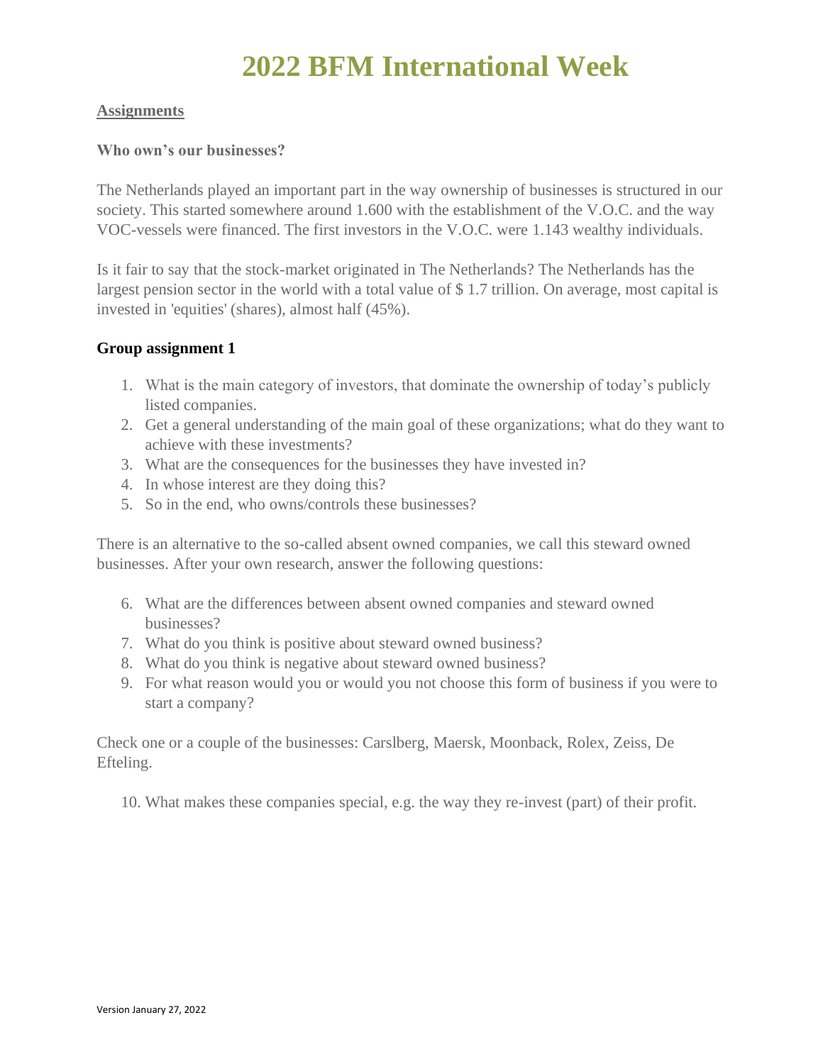# 2022 BFM International Week

**Assignments**

**Who own's our businesses?**

The Netherlands played an important part in the way ownership of businesses is structured in our society. This started somewhere around 1.600 with the establishment of the V.O.C. and the way VOC-vessels were financed. The first investors in the V.O.C. were 1.143 wealthy individuals.

Is it fair to say that the stock-market originated in The Netherlands? The Netherlands has the largest pension sector in the world with a total value of $ 1.7 trillion. On average, most capital is invested in 'equities' (shares), almost half (45%).

### Group assignment 1

1. What is the main category of investors, that dominate the ownership of today's publicly listed companies.
2. Get a general understanding of the main goal of these organizations; what do they want to achieve with these investments?
3. What are the consequences for the businesses they have invested in?
4. In whose interest are they doing this?
5. So in the end, who owns/controls these businesses?

There is an alternative to the so-called absent owned companies, we call this steward owned businesses. After your own research, answer the following questions:

6. What are the differences between absent owned companies and steward owned businesses?
7. What do you think is positive about steward owned business?
8. What do you think is negative about steward owned business?
9. For what reason would you or would you not choose this form of business if you were to start a company?

Check one or a couple of the businesses: Carslberg, Maersk, Moonback, Rolex, Zeiss, De Efteling.

10. What makes these companies special, e.g. the way they re-invest (part) of their profit.

Version January 27, 2022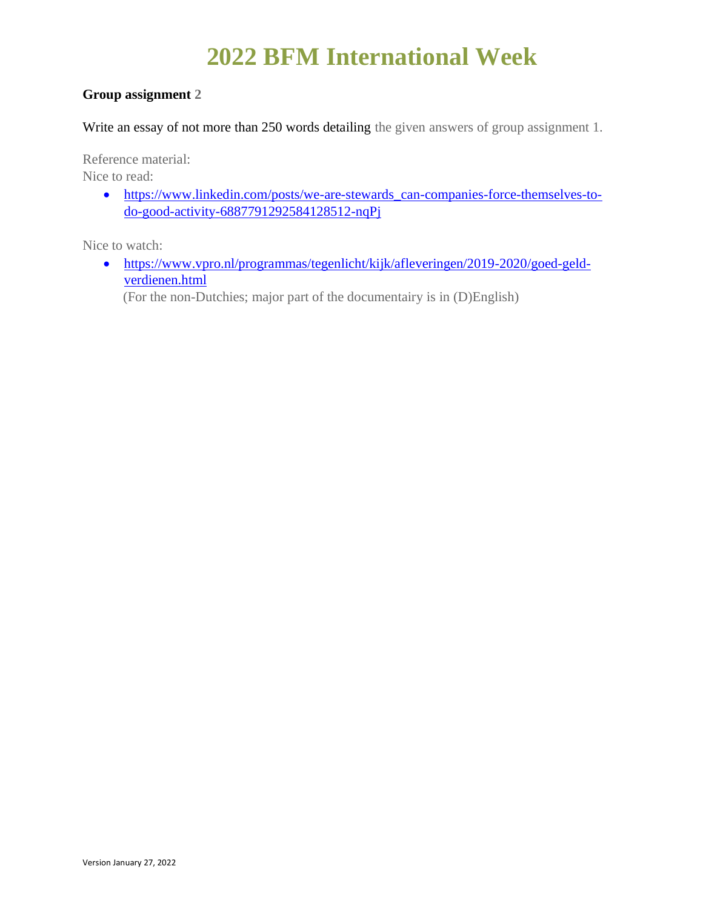# 2022 BFM International Week

**Group assignment 2**

Write an essay of not more than 250 words detailing the given answers of group assignment 1.

Reference material:
Nice to read:

- https://www.linkedin.com/posts/we-are-stewards_can-companies-force-themselves-to-do-good-activity-6887791292584128512-nqPj

Nice to watch:

- https://www.vpro.nl/programmas/tegenlicht/kijk/afleveringen/2019-2020/goed-geld-verdienen.html
  (For the non-Dutchies; major part of the documentairy is in (D)English)

Version January 27, 2022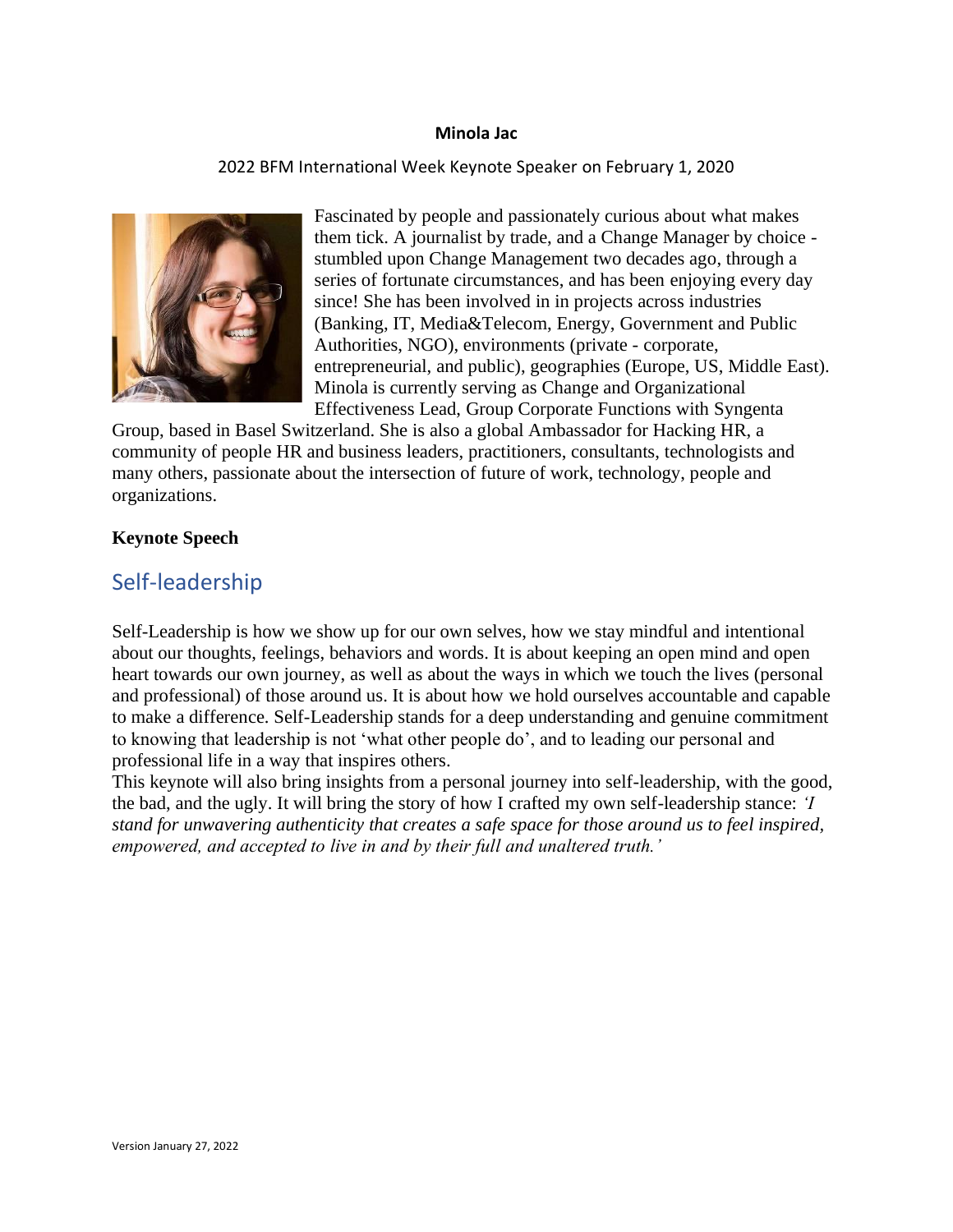**Minola Jac**

2022 BFM International Week Keynote Speaker on February 1, 2020

Fascinated by people and passionately curious about what makes them tick. A journalist by trade, and a Change Manager by choice - stumbled upon Change Management two decades ago, through a series of fortunate circumstances, and has been enjoying every day since! She has been involved in in projects across industries (Banking, IT, Media&Telecom, Energy, Government and Public Authorities, NGO), environments (private - corporate, entrepreneurial, and public), geographies (Europe, US, Middle East). Minola is currently serving as Change and Organizational Effectiveness Lead, Group Corporate Functions with Syngenta Group, based in Basel Switzerland. She is also a global Ambassador for Hacking HR, a community of people HR and business leaders, practitioners, consultants, technologists and many others, passionate about the intersection of future of work, technology, people and organizations.

**Keynote Speech**

## Self-leadership

Self-Leadership is how we show up for our own selves, how we stay mindful and intentional about our thoughts, feelings, behaviors and words. It is about keeping an open mind and open heart towards our own journey, as well as about the ways in which we touch the lives (personal and professional) of those around us. It is about how we hold ourselves accountable and capable to make a difference. Self-Leadership stands for a deep understanding and genuine commitment to knowing that leadership is not 'what other people do', and to leading our personal and professional life in a way that inspires others.

This keynote will also bring insights from a personal journey into self-leadership, with the good, the bad, and the ugly. It will bring the story of how I crafted my own self-leadership stance: *'I stand for unwavering authenticity that creates a safe space for those around us to feel inspired, empowered, and accepted to live in and by their full and unaltered truth.'*

Version January 27, 2022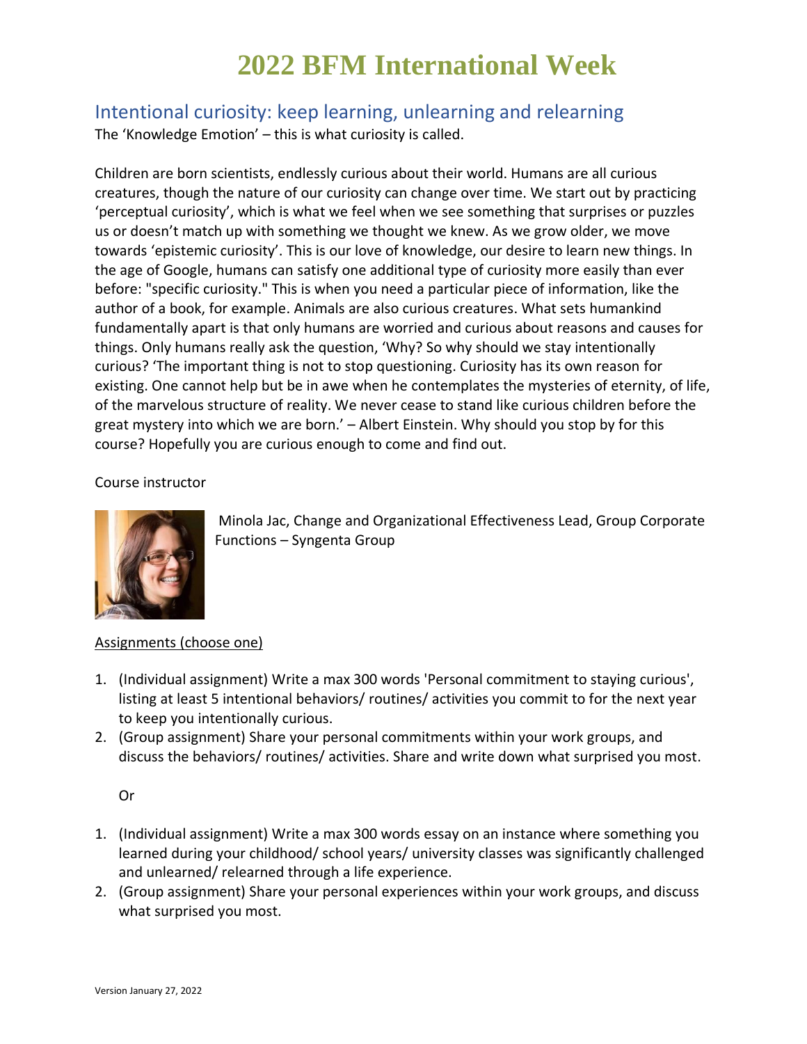# 2022 BFM International Week

## Intentional curiosity: keep learning, unlearning and relearning

The 'Knowledge Emotion' – this is what curiosity is called.

Children are born scientists, endlessly curious about their world. Humans are all curious creatures, though the nature of our curiosity can change over time. We start out by practicing 'perceptual curiosity', which is what we feel when we see something that surprises or puzzles us or doesn't match up with something we thought we knew. As we grow older, we move towards 'epistemic curiosity'. This is our love of knowledge, our desire to learn new things. In the age of Google, humans can satisfy one additional type of curiosity more easily than ever before: "specific curiosity." This is when you need a particular piece of information, like the author of a book, for example. Animals are also curious creatures. What sets humankind fundamentally apart is that only humans are worried and curious about reasons and causes for things. Only humans really ask the question, 'Why? So why should we stay intentionally curious? 'The important thing is not to stop questioning. Curiosity has its own reason for existing. One cannot help but be in awe when he contemplates the mysteries of eternity, of life, of the marvelous structure of reality. We never cease to stand like curious children before the great mystery into which we are born.' – Albert Einstein. Why should you stop by for this course? Hopefully you are curious enough to come and find out.

Course instructor

Minola Jac, Change and Organizational Effectiveness Lead, Group Corporate Functions – Syngenta Group

Assignments (choose one)

1. (Individual assignment) Write a max 300 words 'Personal commitment to staying curious', listing at least 5 intentional behaviors/ routines/ activities you commit to for the next year to keep you intentionally curious.
2. (Group assignment) Share your personal commitments within your work groups, and discuss the behaviors/ routines/ activities. Share and write down what surprised you most.

Or

1. (Individual assignment) Write a max 300 words essay on an instance where something you learned during your childhood/ school years/ university classes was significantly challenged and unlearned/ relearned through a life experience.
2. (Group assignment) Share your personal experiences within your work groups, and discuss what surprised you most.

Version January 27, 2022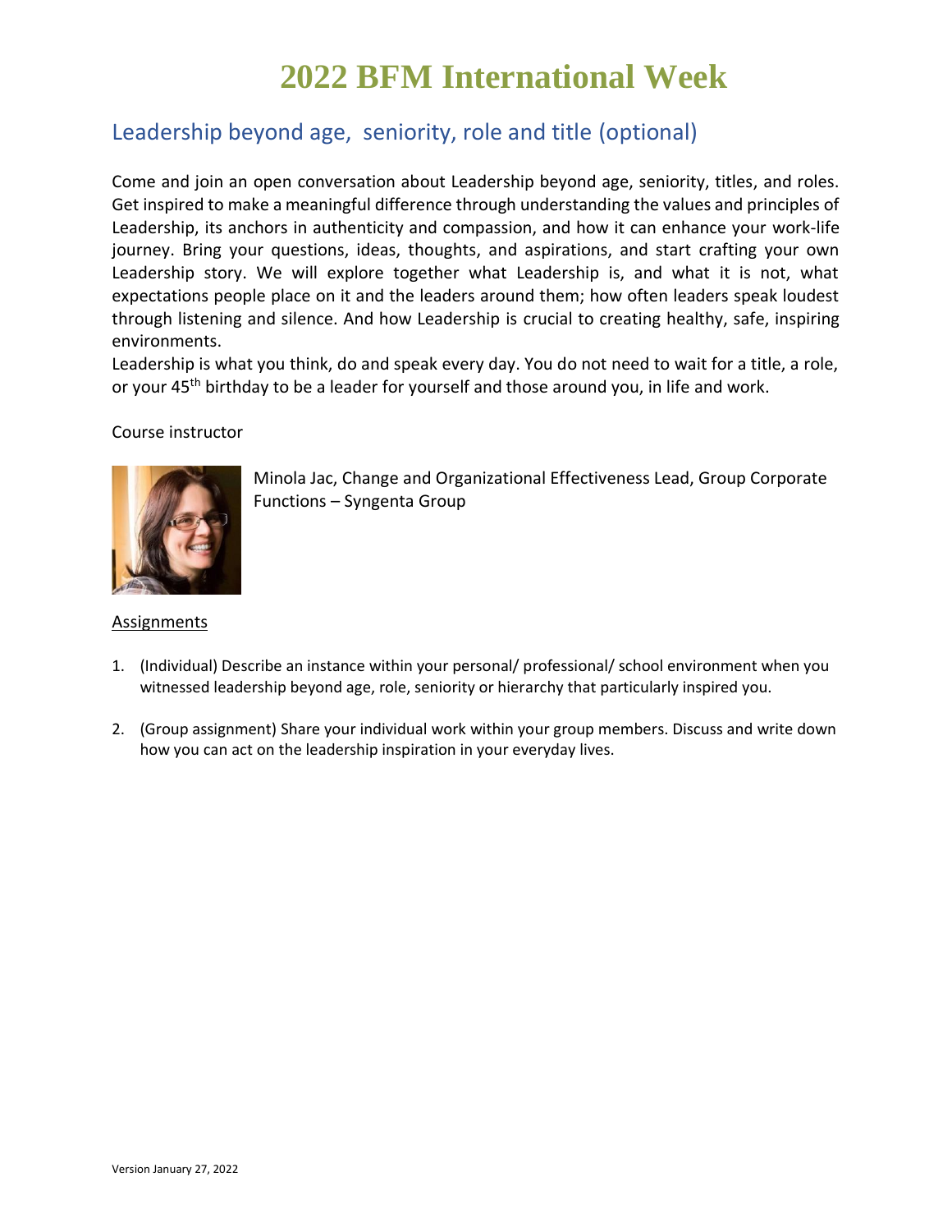# 2022 BFM International Week

## Leadership beyond age, seniority, role and title (optional)

Come and join an open conversation about Leadership beyond age, seniority, titles, and roles. Get inspired to make a meaningful difference through understanding the values and principles of Leadership, its anchors in authenticity and compassion, and how it can enhance your work-life journey. Bring your questions, ideas, thoughts, and aspirations, and start crafting your own Leadership story. We will explore together what Leadership is, and what it is not, what expectations people place on it and the leaders around them; how often leaders speak loudest through listening and silence. And how Leadership is crucial to creating healthy, safe, inspiring environments.

Leadership is what you think, do and speak every day. You do not need to wait for a title, a role, or your 45th birthday to be a leader for yourself and those around you, in life and work.

Course instructor

Minola Jac, Change and Organizational Effectiveness Lead, Group Corporate Functions – Syngenta Group

Assignments

1. (Individual) Describe an instance within your personal/ professional/ school environment when you witnessed leadership beyond age, role, seniority or hierarchy that particularly inspired you.

2. (Group assignment) Share your individual work within your group members. Discuss and write down how you can act on the leadership inspiration in your everyday lives.

Version January 27, 2022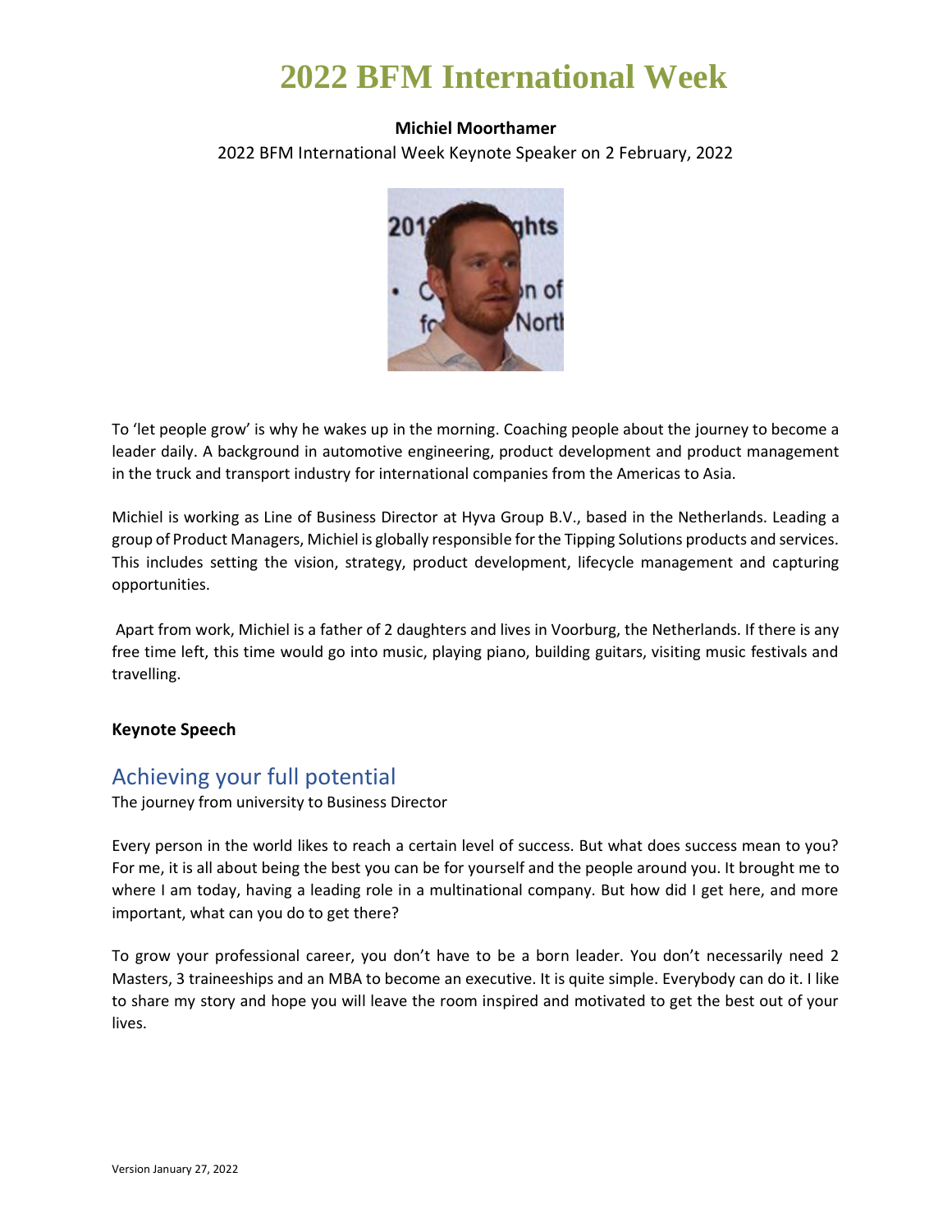# 2022 BFM International Week

**Michiel Moorthamer**

2022 BFM International Week Keynote Speaker on 2 February, 2022

To 'let people grow' is why he wakes up in the morning. Coaching people about the journey to become a leader daily. A background in automotive engineering, product development and product management in the truck and transport industry for international companies from the Americas to Asia.

Michiel is working as Line of Business Director at Hyva Group B.V., based in the Netherlands. Leading a group of Product Managers, Michiel is globally responsible for the Tipping Solutions products and services. This includes setting the vision, strategy, product development, lifecycle management and capturing opportunities.

Apart from work, Michiel is a father of 2 daughters and lives in Voorburg, the Netherlands. If there is any free time left, this time would go into music, playing piano, building guitars, visiting music festivals and travelling.

**Keynote Speech**

## Achieving your full potential

The journey from university to Business Director

Every person in the world likes to reach a certain level of success. But what does success mean to you? For me, it is all about being the best you can be for yourself and the people around you. It brought me to where I am today, having a leading role in a multinational company. But how did I get here, and more important, what can you do to get there?

To grow your professional career, you don't have to be a born leader. You don't necessarily need 2 Masters, 3 traineeships and an MBA to become an executive. It is quite simple. Everybody can do it. I like to share my story and hope you will leave the room inspired and motivated to get the best out of your lives.

Version January 27, 2022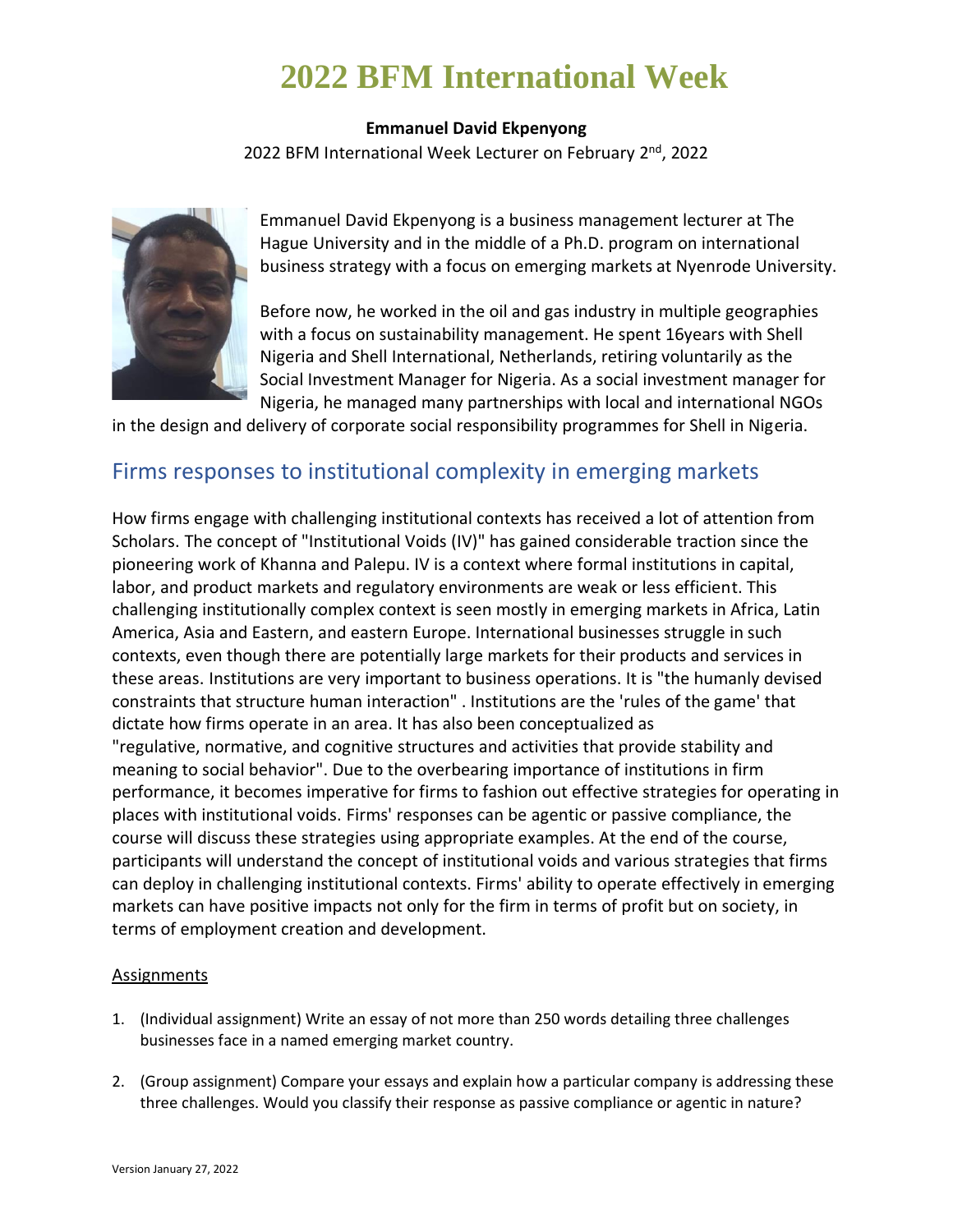# 2022 BFM International Week

**Emmanuel David Ekpenyong**

2022 BFM International Week Lecturer on February 2nd, 2022

Emmanuel David Ekpenyong is a business management lecturer at The Hague University and in the middle of a Ph.D. program on international business strategy with a focus on emerging markets at Nyenrode University.

Before now, he worked in the oil and gas industry in multiple geographies with a focus on sustainability management. He spent 16years with Shell Nigeria and Shell International, Netherlands, retiring voluntarily as the Social Investment Manager for Nigeria. As a social investment manager for Nigeria, he managed many partnerships with local and international NGOs in the design and delivery of corporate social responsibility programmes for Shell in Nigeria.

## Firms responses to institutional complexity in emerging markets

How firms engage with challenging institutional contexts has received a lot of attention from Scholars. The concept of "Institutional Voids (IV)" has gained considerable traction since the pioneering work of Khanna and Palepu. IV is a context where formal institutions in capital, labor, and product markets and regulatory environments are weak or less efficient. This challenging institutionally complex context is seen mostly in emerging markets in Africa, Latin America, Asia and Eastern, and eastern Europe. International businesses struggle in such contexts, even though there are potentially large markets for their products and services in these areas. Institutions are very important to business operations. It is "the humanly devised constraints that structure human interaction" . Institutions are the 'rules of the game' that dictate how firms operate in an area. It has also been conceptualized as "regulative, normative, and cognitive structures and activities that provide stability and meaning to social behavior". Due to the overbearing importance of institutions in firm performance, it becomes imperative for firms to fashion out effective strategies for operating in places with institutional voids. Firms' responses can be agentic or passive compliance, the course will discuss these strategies using appropriate examples. At the end of the course, participants will understand the concept of institutional voids and various strategies that firms can deploy in challenging institutional contexts. Firms' ability to operate effectively in emerging markets can have positive impacts not only for the firm in terms of profit but on society, in terms of employment creation and development.

<u>Assignments</u>

1. (Individual assignment) Write an essay of not more than 250 words detailing three challenges businesses face in a named emerging market country.
2. (Group assignment) Compare your essays and explain how a particular company is addressing these three challenges. Would you classify their response as passive compliance or agentic in nature?

Version January 27, 2022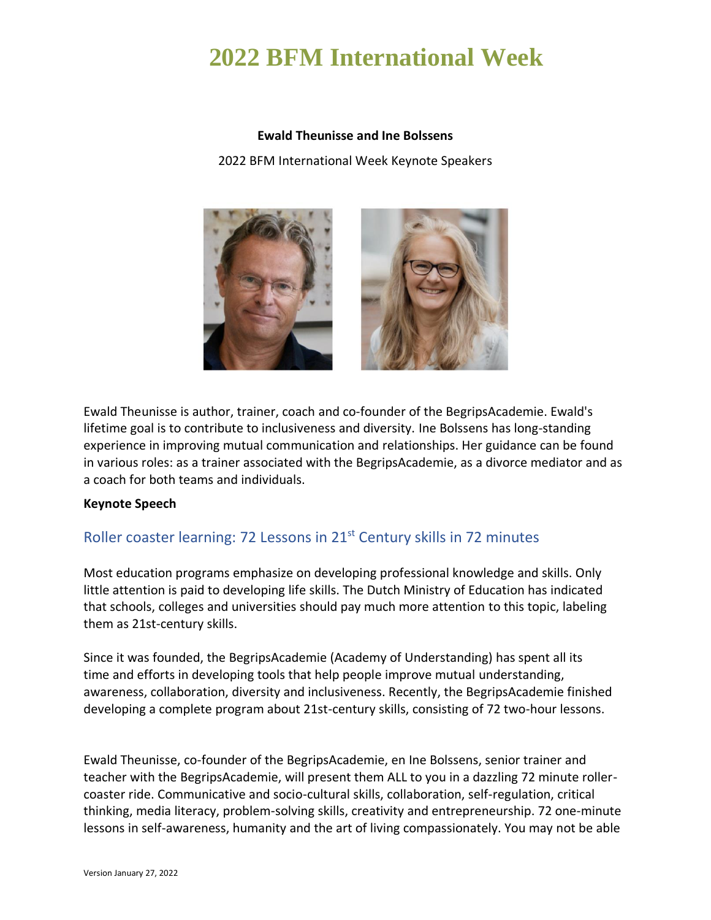# 2022 BFM International Week

**Ewald Theunisse and Ine Bolssens**

2022 BFM International Week Keynote Speakers

Ewald Theunisse is author, trainer, coach and co-founder of the BegripsAcademie. Ewald's lifetime goal is to contribute to inclusiveness and diversity. Ine Bolssens has long-standing experience in improving mutual communication and relationships. Her guidance can be found in various roles: as a trainer associated with the BegripsAcademie, as a divorce mediator and as a coach for both teams and individuals.

**Keynote Speech**

## Roller coaster learning: 72 Lessons in 21st Century skills in 72 minutes

Most education programs emphasize on developing professional knowledge and skills. Only little attention is paid to developing life skills. The Dutch Ministry of Education has indicated that schools, colleges and universities should pay much more attention to this topic, labeling them as 21st-century skills.

Since it was founded, the BegripsAcademie (Academy of Understanding) has spent all its time and efforts in developing tools that help people improve mutual understanding, awareness, collaboration, diversity and inclusiveness. Recently, the BegripsAcademie finished developing a complete program about 21st-century skills, consisting of 72 two-hour lessons.

Ewald Theunisse, co-founder of the BegripsAcademie, en Ine Bolssens, senior trainer and teacher with the BegripsAcademie, will present them ALL to you in a dazzling 72 minute roller-coaster ride. Communicative and socio-cultural skills, collaboration, self-regulation, critical thinking, media literacy, problem-solving skills, creativity and entrepreneurship. 72 one-minute lessons in self-awareness, humanity and the art of living compassionately. You may not be able

Version January 27, 2022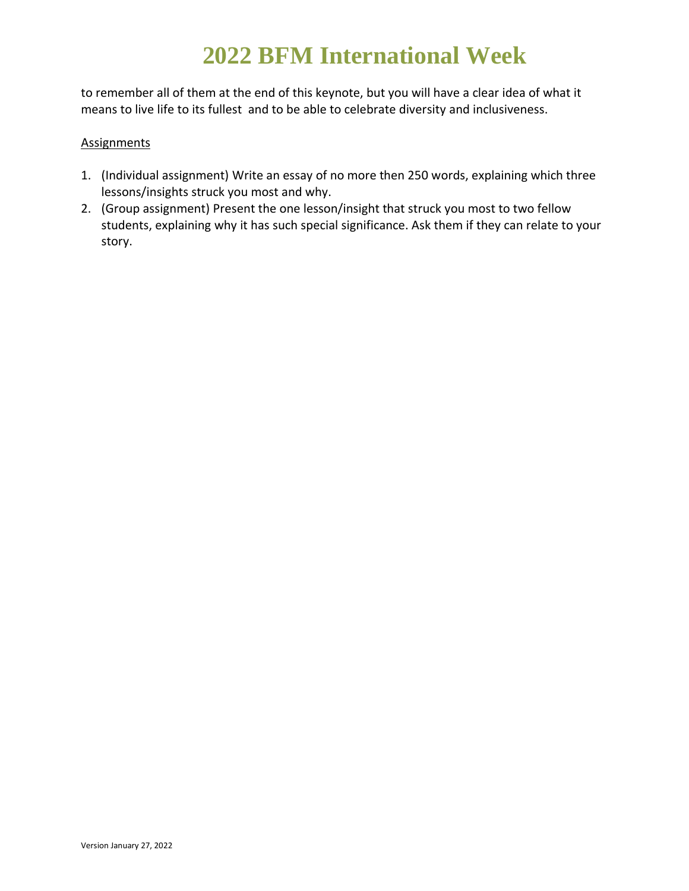to remember all of them at the end of this keynote, but you will have a clear idea of what it means to live life to its fullest  and to be able to celebrate diversity and inclusiveness.

<u>Assignments</u>

1. (Individual assignment) Write an essay of no more then 250 words, explaining which three lessons/insights struck you most and why.
2. (Group assignment) Present the one lesson/insight that struck you most to two fellow students, explaining why it has such special significance. Ask them if they can relate to your story.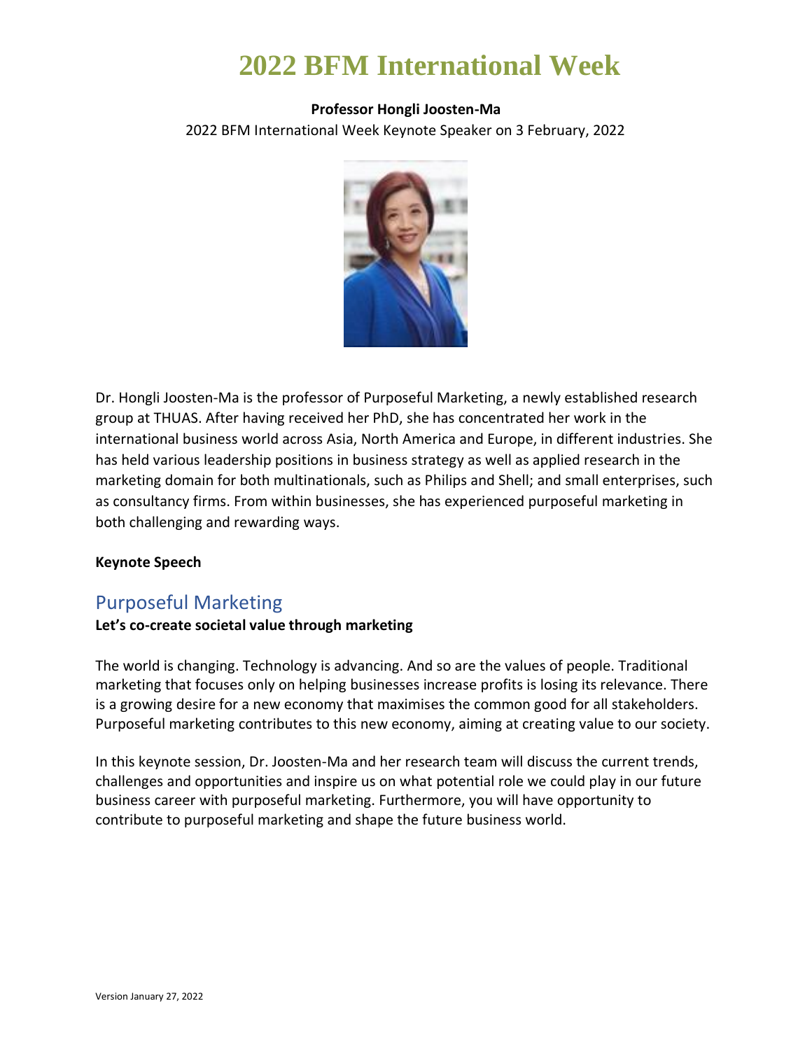# 2022 BFM International Week

**Professor Hongli Joosten-Ma**

2022 BFM International Week Keynote Speaker on 3 February, 2022

Dr. Hongli Joosten-Ma is the professor of Purposeful Marketing, a newly established research group at THUAS. After having received her PhD, she has concentrated her work in the international business world across Asia, North America and Europe, in different industries. She has held various leadership positions in business strategy as well as applied research in the marketing domain for both multinationals, such as Philips and Shell; and small enterprises, such as consultancy firms. From within businesses, she has experienced purposeful marketing in both challenging and rewarding ways.

**Keynote Speech**

## Purposeful Marketing

**Let's co-create societal value through marketing**

The world is changing. Technology is advancing. And so are the values of people. Traditional marketing that focuses only on helping businesses increase profits is losing its relevance. There is a growing desire for a new economy that maximises the common good for all stakeholders. Purposeful marketing contributes to this new economy, aiming at creating value to our society.

In this keynote session, Dr. Joosten-Ma and her research team will discuss the current trends, challenges and opportunities and inspire us on what potential role we could play in our future business career with purposeful marketing. Furthermore, you will have opportunity to contribute to purposeful marketing and shape the future business world.

Version January 27, 2022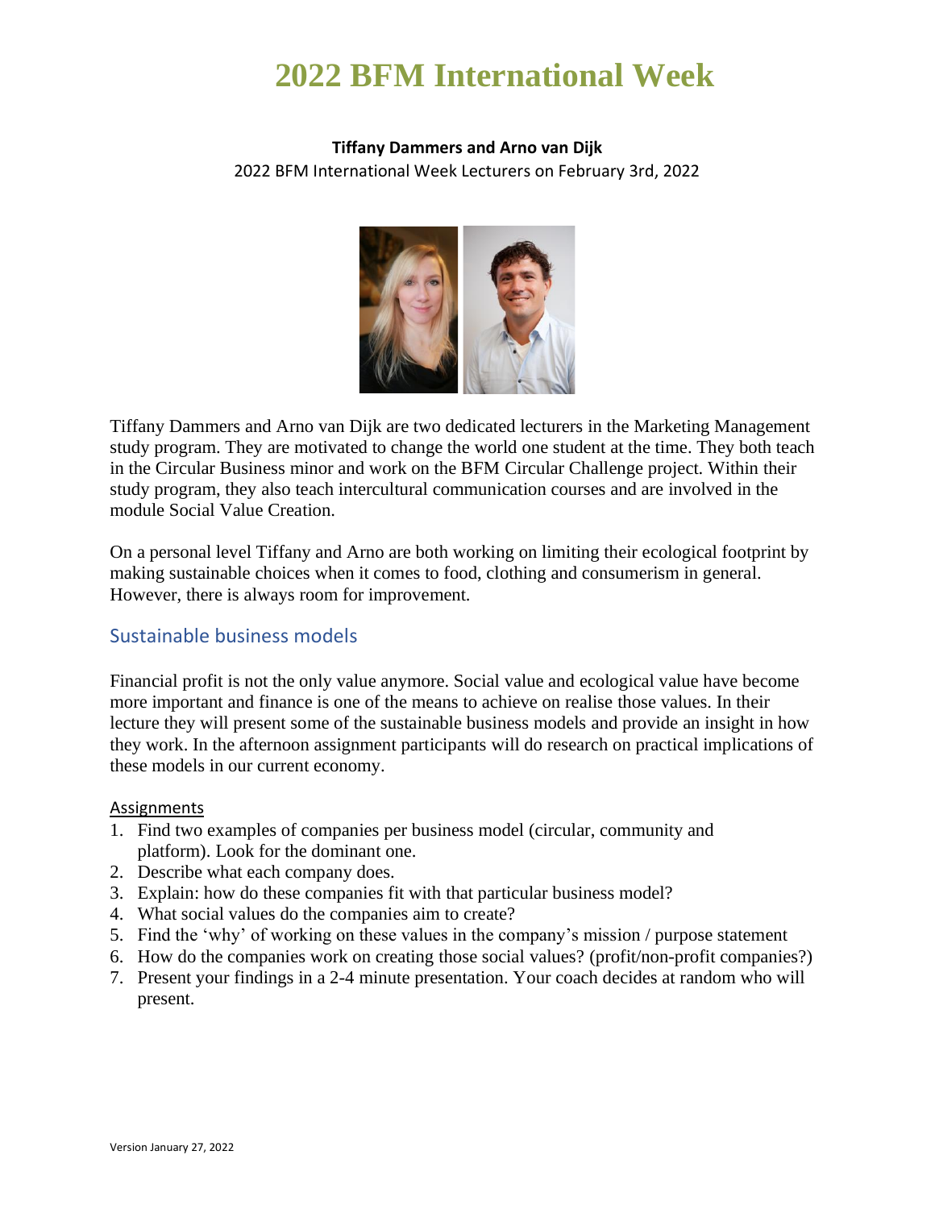# 2022 BFM International Week

**Tiffany Dammers and Arno van Dijk**

2022 BFM International Week Lecturers on February 3rd, 2022

Tiffany Dammers and Arno van Dijk are two dedicated lecturers in the Marketing Management study program. They are motivated to change the world one student at the time. They both teach in the Circular Business minor and work on the BFM Circular Challenge project. Within their study program, they also teach intercultural communication courses and are involved in the module Social Value Creation.

On a personal level Tiffany and Arno are both working on limiting their ecological footprint by making sustainable choices when it comes to food, clothing and consumerism in general. However, there is always room for improvement.

## Sustainable business models

Financial profit is not the only value anymore. Social value and ecological value have become more important and finance is one of the means to achieve on realise those values. In their lecture they will present some of the sustainable business models and provide an insight in how they work. In the afternoon assignment participants will do research on practical implications of these models in our current economy.

Assignments

1. Find two examples of companies per business model (circular, community and platform). Look for the dominant one.
2. Describe what each company does.
3. Explain: how do these companies fit with that particular business model?
4. What social values do the companies aim to create?
5. Find the 'why' of working on these values in the company's mission / purpose statement
6. How do the companies work on creating those social values? (profit/non-profit companies?)
7. Present your findings in a 2-4 minute presentation. Your coach decides at random who will present.

Version January 27, 2022